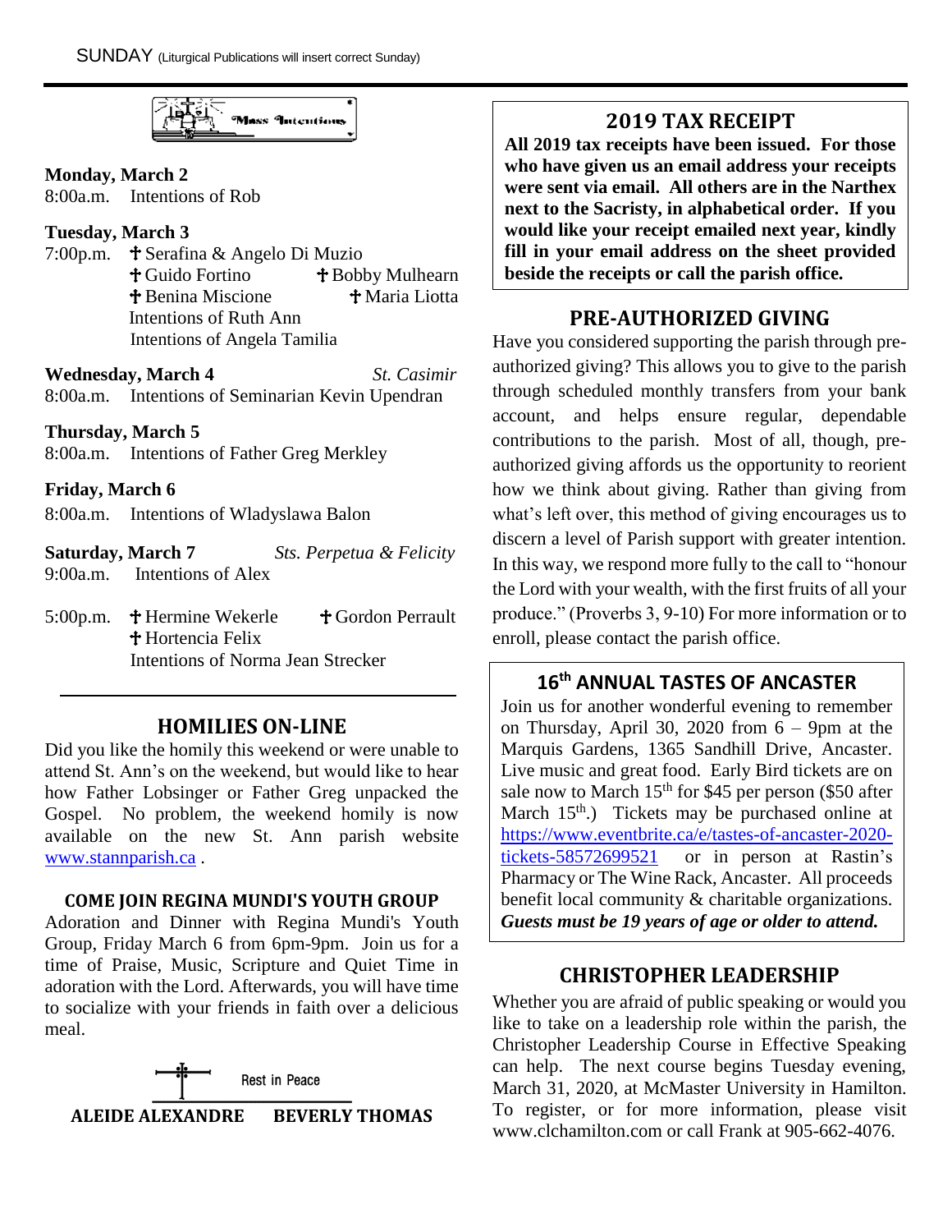SUNDAY (Liturgical Publications will insert correct Sunday)

## Mass Intentions

**Monday, March 2**
8:00a.m. Intentions of Rob

**Tuesday, March 3**
7:00p.m. ✝ Serafina & Angelo Di Muzio
✝ Guido Fortino ✝ Bobby Mulhearn
✝ Benina Miscione ✝ Maria Liotta
Intentions of Ruth Ann
Intentions of Angela Tamilia

**Wednesday, March 4** *St. Casimir*
8:00a.m. Intentions of Seminarian Kevin Upendran

**Thursday, March 5**
8:00a.m. Intentions of Father Greg Merkley

**Friday, March 6**
8:00a.m. Intentions of Wladyslawa Balon

**Saturday, March 7** *Sts. Perpetua & Felicity*
9:00a.m. Intentions of Alex

5:00p.m. ✝ Hermine Wekerle ✝ Gordon Perrault
✝ Hortencia Felix
Intentions of Norma Jean Strecker

## HOMILIES ON-LINE

Did you like the homily this weekend or were unable to attend St. Ann's on the weekend, but would like to hear how Father Lobsinger or Father Greg unpacked the Gospel. No problem, the weekend homily is now available on the new St. Ann parish website www.stannparish.ca .

### COME JOIN REGINA MUNDI'S YOUTH GROUP

Adoration and Dinner with Regina Mundi's Youth Group, Friday March 6 from 6pm-9pm. Join us for a time of Praise, Music, Scripture and Quiet Time in adoration with the Lord. Afterwards, you will have time to socialize with your friends in faith over a delicious meal.

Rest in Peace

**ALEIDE ALEXANDRE BEVERLY THOMAS**

## 2019 TAX RECEIPT

**All 2019 tax receipts have been issued. For those who have given us an email address your receipts were sent via email. All others are in the Narthex next to the Sacristy, in alphabetical order. If you would like your receipt emailed next year, kindly fill in your email address on the sheet provided beside the receipts or call the parish office.**

## PRE-AUTHORIZED GIVING

Have you considered supporting the parish through pre-authorized giving? This allows you to give to the parish through scheduled monthly transfers from your bank account, and helps ensure regular, dependable contributions to the parish. Most of all, though, pre-authorized giving affords us the opportunity to reorient how we think about giving. Rather than giving from what's left over, this method of giving encourages us to discern a level of Parish support with greater intention. In this way, we respond more fully to the call to "honour the Lord with your wealth, with the first fruits of all your produce." (Proverbs 3, 9-10) For more information or to enroll, please contact the parish office.

## 16th ANNUAL TASTES OF ANCASTER

Join us for another wonderful evening to remember on Thursday, April 30, 2020 from 6 – 9pm at the Marquis Gardens, 1365 Sandhill Drive, Ancaster. Live music and great food. Early Bird tickets are on sale now to March 15th for $45 per person ($50 after March 15th.) Tickets may be purchased online at https://www.eventbrite.ca/e/tastes-of-ancaster-2020-tickets-58572699521 or in person at Rastin's Pharmacy or The Wine Rack, Ancaster. All proceeds benefit local community & charitable organizations. ***Guests must be 19 years of age or older to attend.***

## CHRISTOPHER LEADERSHIP

Whether you are afraid of public speaking or would you like to take on a leadership role within the parish, the Christopher Leadership Course in Effective Speaking can help. The next course begins Tuesday evening, March 31, 2020, at McMaster University in Hamilton. To register, or for more information, please visit www.clchamilton.com or call Frank at 905-662-4076.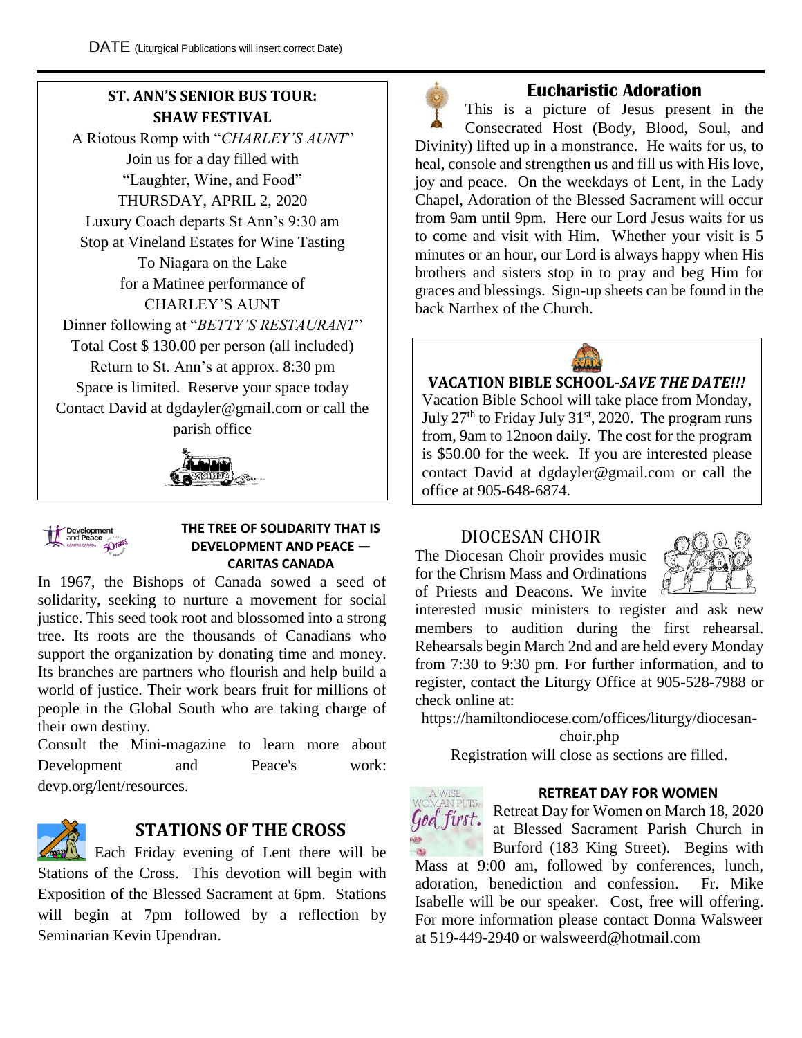DATE (Liturgical Publications will insert correct Date)

## ST. ANN'S SENIOR BUS TOUR: SHAW FESTIVAL

A Riotous Romp with "*CHARLEY'S AUNT*"
Join us for a day filled with
"Laughter, Wine, and Food"
THURSDAY, APRIL 2, 2020
Luxury Coach departs St Ann's 9:30 am
Stop at Vineland Estates for Wine Tasting
To Niagara on the Lake
for a Matinee performance of
CHARLEY'S AUNT
Dinner following at "*BETTY'S RESTAURANT*"
Total Cost $ 130.00 per person (all included)
Return to St. Ann's at approx. 8:30 pm
Space is limited. Reserve your space today
Contact David at dgdayler@gmail.com or call the parish office

## THE TREE OF SOLIDARITY THAT IS DEVELOPMENT AND PEACE — CARITAS CANADA

In 1967, the Bishops of Canada sowed a seed of solidarity, seeking to nurture a movement for social justice. This seed took root and blossomed into a strong tree. Its roots are the thousands of Canadians who support the organization by donating time and money. Its branches are partners who flourish and help build a world of justice. Their work bears fruit for millions of people in the Global South who are taking charge of their own destiny.

Consult the Mini-magazine to learn more about Development and Peace's work: devp.org/lent/resources.

## STATIONS OF THE CROSS

Each Friday evening of Lent there will be Stations of the Cross. This devotion will begin with Exposition of the Blessed Sacrament at 6pm. Stations will begin at 7pm followed by a reflection by Seminarian Kevin Upendran.

## Eucharistic Adoration

This is a picture of Jesus present in the Consecrated Host (Body, Blood, Soul, and Divinity) lifted up in a monstrance. He waits for us, to heal, console and strengthen us and fill us with His love, joy and peace. On the weekdays of Lent, in the Lady Chapel, Adoration of the Blessed Sacrament will occur from 9am until 9pm. Here our Lord Jesus waits for us to come and visit with Him. Whether your visit is 5 minutes or an hour, our Lord is always happy when His brothers and sisters stop in to pray and beg Him for graces and blessings. Sign-up sheets can be found in the back Narthex of the Church.

## VACATION BIBLE SCHOOL-*SAVE THE DATE!!!*

Vacation Bible School will take place from Monday, July 27th to Friday July 31st, 2020. The program runs from, 9am to 12noon daily. The cost for the program is $50.00 for the week. If you are interested please contact David at dgdayler@gmail.com or call the office at 905-648-6874.

## DIOCESAN CHOIR

The Diocesan Choir provides music for the Chrism Mass and Ordinations of Priests and Deacons. We invite interested music ministers to register and ask new members to audition during the first rehearsal. Rehearsals begin March 2nd and are held every Monday from 7:30 to 9:30 pm. For further information, and to register, contact the Liturgy Office at 905-528-7988 or check online at:

https://hamiltondiocese.com/offices/liturgy/diocesan-choir.php

Registration will close as sections are filled.

## RETREAT DAY FOR WOMEN

Retreat Day for Women on March 18, 2020 at Blessed Sacrament Parish Church in Burford (183 King Street). Begins with Mass at 9:00 am, followed by conferences, lunch, adoration, benediction and confession. Fr. Mike Isabelle will be our speaker. Cost, free will offering. For more information please contact Donna Walsweer at 519-449-2940 or walsweerd@hotmail.com